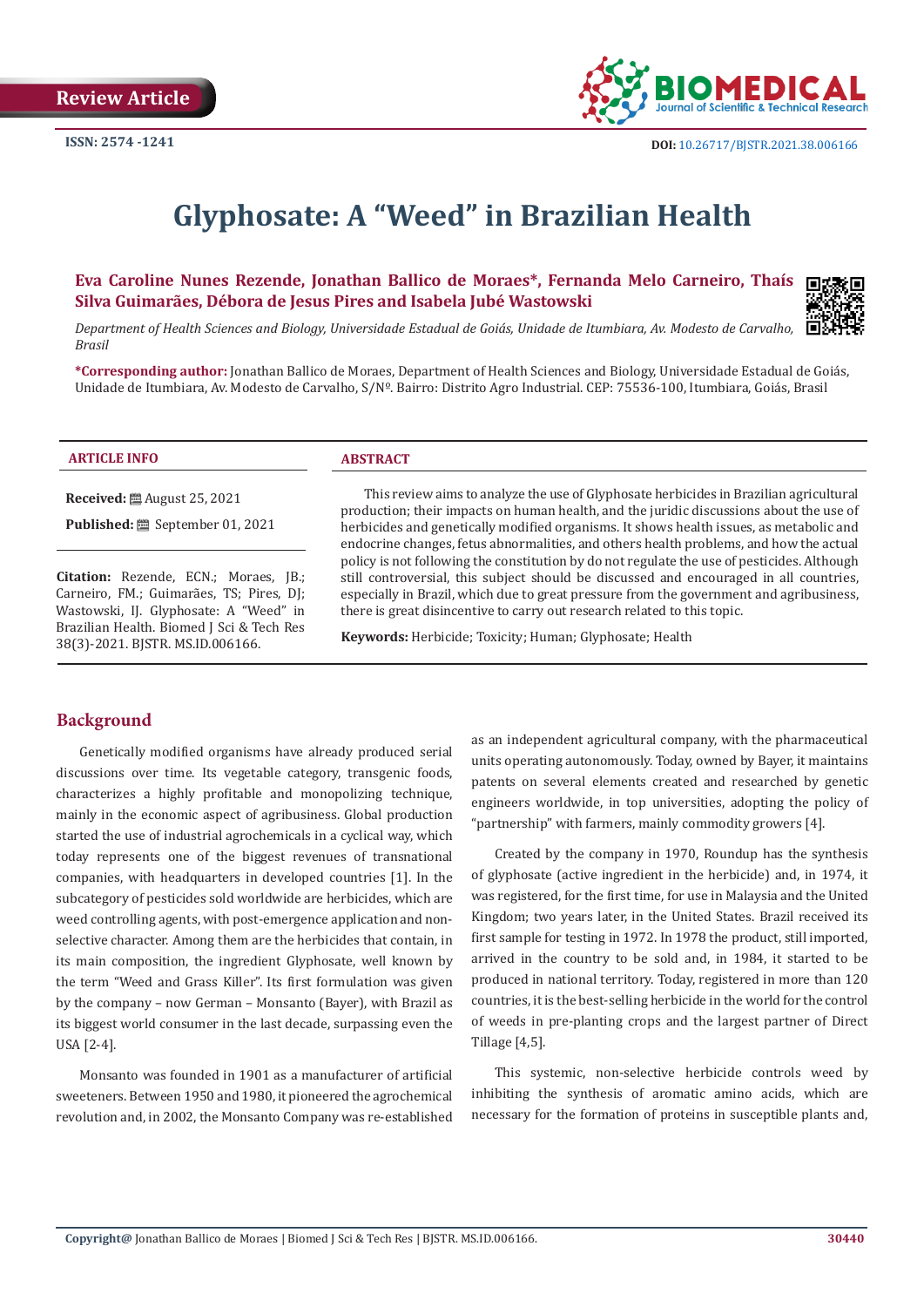Review Article

ISSN: 2574 -1241

DOI: 10.26717/BJSTR.2021.38.006166

# Glyphosate: A "Weed" in Brazilian Health

**Eva Caroline Nunes Rezende, Jonathan Ballico de Moraes*, Fernanda Melo Carneiro, Thaís Silva Guimarães, Débora de Jesus Pires and Isabela Jubé Wastowski**

*Department of Health Sciences and Biology, Universidade Estadual de Goiás, Unidade de Itumbiara, Av. Modesto de Carvalho, Brasil*

**\*Corresponding author:** Jonathan Ballico de Moraes, Department of Health Sciences and Biology, Universidade Estadual de Goiás, Unidade de Itumbiara, Av. Modesto de Carvalho, S/Nº. Bairro: Distrito Agro Industrial. CEP: 75536-100, Itumbiara, Goiás, Brasil

### ARTICLE INFO

**Received:** August 25, 2021

**Published:** September 01, 2021

**Citation:** Rezende, ECN.; Moraes, JB.; Carneiro, FM.; Guimarães, TS; Pires, DJ; Wastowski, IJ. Glyphosate: A "Weed" in Brazilian Health. Biomed J Sci & Tech Res 38(3)-2021. BJSTR. MS.ID.006166.

### ABSTRACT

This review aims to analyze the use of Glyphosate herbicides in Brazilian agricultural production; their impacts on human health, and the juridic discussions about the use of herbicides and genetically modified organisms. It shows health issues, as metabolic and endocrine changes, fetus abnormalities, and others health problems, and how the actual policy is not following the constitution by do not regulate the use of pesticides. Although still controversial, this subject should be discussed and encouraged in all countries, especially in Brazil, which due to great pressure from the government and agribusiness, there is great disincentive to carry out research related to this topic.

**Keywords:** Herbicide; Toxicity; Human; Glyphosate; Health

## Background

Genetically modified organisms have already produced serial discussions over time. Its vegetable category, transgenic foods, characterizes a highly profitable and monopolizing technique, mainly in the economic aspect of agribusiness. Global production started the use of industrial agrochemicals in a cyclical way, which today represents one of the biggest revenues of transnational companies, with headquarters in developed countries [1]. In the subcategory of pesticides sold worldwide are herbicides, which are weed controlling agents, with post-emergence application and non-selective character. Among them are the herbicides that contain, in its main composition, the ingredient Glyphosate, well known by the term "Weed and Grass Killer". Its first formulation was given by the company – now German – Monsanto (Bayer), with Brazil as its biggest world consumer in the last decade, surpassing even the USA [2-4].

Monsanto was founded in 1901 as a manufacturer of artificial sweeteners. Between 1950 and 1980, it pioneered the agrochemical revolution and, in 2002, the Monsanto Company was re-established as an independent agricultural company, with the pharmaceutical units operating autonomously. Today, owned by Bayer, it maintains patents on several elements created and researched by genetic engineers worldwide, in top universities, adopting the policy of "partnership" with farmers, mainly commodity growers [4].

Created by the company in 1970, Roundup has the synthesis of glyphosate (active ingredient in the herbicide) and, in 1974, it was registered, for the first time, for use in Malaysia and the United Kingdom; two years later, in the United States. Brazil received its first sample for testing in 1972. In 1978 the product, still imported, arrived in the country to be sold and, in 1984, it started to be produced in national territory. Today, registered in more than 120 countries, it is the best-selling herbicide in the world for the control of weeds in pre-planting crops and the largest partner of Direct Tillage [4,5].

This systemic, non-selective herbicide controls weed by inhibiting the synthesis of aromatic amino acids, which are necessary for the formation of proteins in susceptible plants and,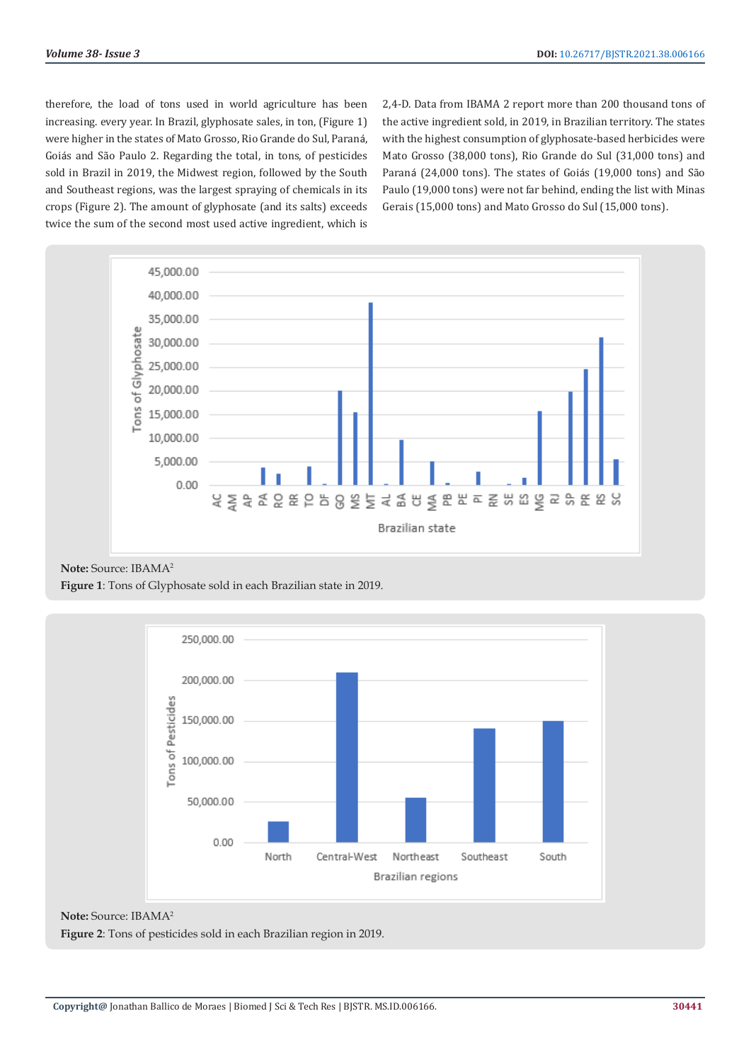therefore, the load of tons used in world agriculture has been increasing. every year. In Brazil, glyphosate sales, in ton, (Figure 1) were higher in the states of Mato Grosso, Rio Grande do Sul, Paraná, Goiás and São Paulo 2. Regarding the total, in tons, of pesticides sold in Brazil in 2019, the Midwest region, followed by the South and Southeast regions, was the largest spraying of chemicals in its crops (Figure 2). The amount of glyphosate (and its salts) exceeds twice the sum of the second most used active ingredient, which is 2,4-D. Data from IBAMA 2 report more than 200 thousand tons of the active ingredient sold, in 2019, in Brazilian territory. The states with the highest consumption of glyphosate-based herbicides were Mato Grosso (38,000 tons), Rio Grande do Sul (31,000 tons) and Paraná (24,000 tons). The states of Goiás (19,000 tons) and São Paulo (19,000 tons) were not far behind, ending the list with Minas Gerais (15,000 tons) and Mato Grosso do Sul (15,000 tons).

**Note:** Source: IBAMA[2]

**Figure 1**: Tons of Glyphosate sold in each Brazilian state in 2019.

**Note:** Source: IBAMA[2]

**Figure 2**: Tons of pesticides sold in each Brazilian region in 2019.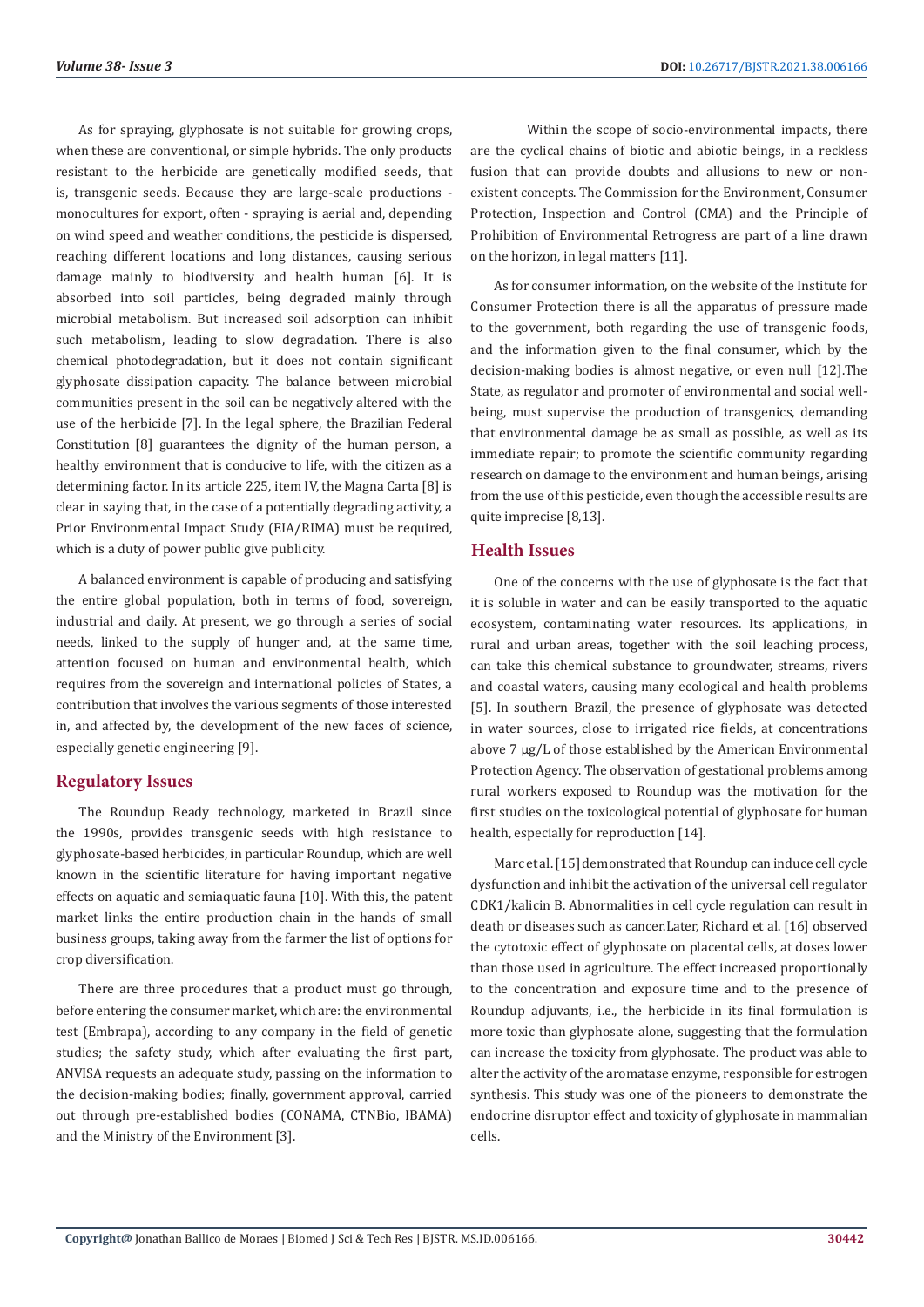As for spraying, glyphosate is not suitable for growing crops, when these are conventional, or simple hybrids. The only products resistant to the herbicide are genetically modified seeds, that is, transgenic seeds. Because they are large-scale productions - monocultures for export, often - spraying is aerial and, depending on wind speed and weather conditions, the pesticide is dispersed, reaching different locations and long distances, causing serious damage mainly to biodiversity and health human [6]. It is absorbed into soil particles, being degraded mainly through microbial metabolism. But increased soil adsorption can inhibit such metabolism, leading to slow degradation. There is also chemical photodegradation, but it does not contain significant glyphosate dissipation capacity. The balance between microbial communities present in the soil can be negatively altered with the use of the herbicide [7]. In the legal sphere, the Brazilian Federal Constitution [8] guarantees the dignity of the human person, a healthy environment that is conducive to life, with the citizen as a determining factor. In its article 225, item IV, the Magna Carta [8] is clear in saying that, in the case of a potentially degrading activity, a Prior Environmental Impact Study (EIA/RIMA) must be required, which is a duty of power public give publicity.

A balanced environment is capable of producing and satisfying the entire global population, both in terms of food, sovereign, industrial and daily. At present, we go through a series of social needs, linked to the supply of hunger and, at the same time, attention focused on human and environmental health, which requires from the sovereign and international policies of States, a contribution that involves the various segments of those interested in, and affected by, the development of the new faces of science, especially genetic engineering [9].

## Regulatory Issues

The Roundup Ready technology, marketed in Brazil since the 1990s, provides transgenic seeds with high resistance to glyphosate-based herbicides, in particular Roundup, which are well known in the scientific literature for having important negative effects on aquatic and semiaquatic fauna [10]. With this, the patent market links the entire production chain in the hands of small business groups, taking away from the farmer the list of options for crop diversification.

There are three procedures that a product must go through, before entering the consumer market, which are: the environmental test (Embrapa), according to any company in the field of genetic studies; the safety study, which after evaluating the first part, ANVISA requests an adequate study, passing on the information to the decision-making bodies; finally, government approval, carried out through pre-established bodies (CONAMA, CTNBio, IBAMA) and the Ministry of the Environment [3].

Within the scope of socio-environmental impacts, there are the cyclical chains of biotic and abiotic beings, in a reckless fusion that can provide doubts and allusions to new or non-existent concepts. The Commission for the Environment, Consumer Protection, Inspection and Control (CMA) and the Principle of Prohibition of Environmental Retrogress are part of a line drawn on the horizon, in legal matters [11].

As for consumer information, on the website of the Institute for Consumer Protection there is all the apparatus of pressure made to the government, both regarding the use of transgenic foods, and the information given to the final consumer, which by the decision-making bodies is almost negative, or even null [12].The State, as regulator and promoter of environmental and social well-being, must supervise the production of transgenics, demanding that environmental damage be as small as possible, as well as its immediate repair; to promote the scientific community regarding research on damage to the environment and human beings, arising from the use of this pesticide, even though the accessible results are quite imprecise [8,13].

## Health Issues

One of the concerns with the use of glyphosate is the fact that it is soluble in water and can be easily transported to the aquatic ecosystem, contaminating water resources. Its applications, in rural and urban areas, together with the soil leaching process, can take this chemical substance to groundwater, streams, rivers and coastal waters, causing many ecological and health problems [5]. In southern Brazil, the presence of glyphosate was detected in water sources, close to irrigated rice fields, at concentrations above 7 μg/L of those established by the American Environmental Protection Agency. The observation of gestational problems among rural workers exposed to Roundup was the motivation for the first studies on the toxicological potential of glyphosate for human health, especially for reproduction [14].

Marc et al. [15] demonstrated that Roundup can induce cell cycle dysfunction and inhibit the activation of the universal cell regulator CDK1/kalicin B. Abnormalities in cell cycle regulation can result in death or diseases such as cancer.Later, Richard et al. [16] observed the cytotoxic effect of glyphosate on placental cells, at doses lower than those used in agriculture. The effect increased proportionally to the concentration and exposure time and to the presence of Roundup adjuvants, i.e., the herbicide in its final formulation is more toxic than glyphosate alone, suggesting that the formulation can increase the toxicity from glyphosate. The product was able to alter the activity of the aromatase enzyme, responsible for estrogen synthesis. This study was one of the pioneers to demonstrate the endocrine disruptor effect and toxicity of glyphosate in mammalian cells.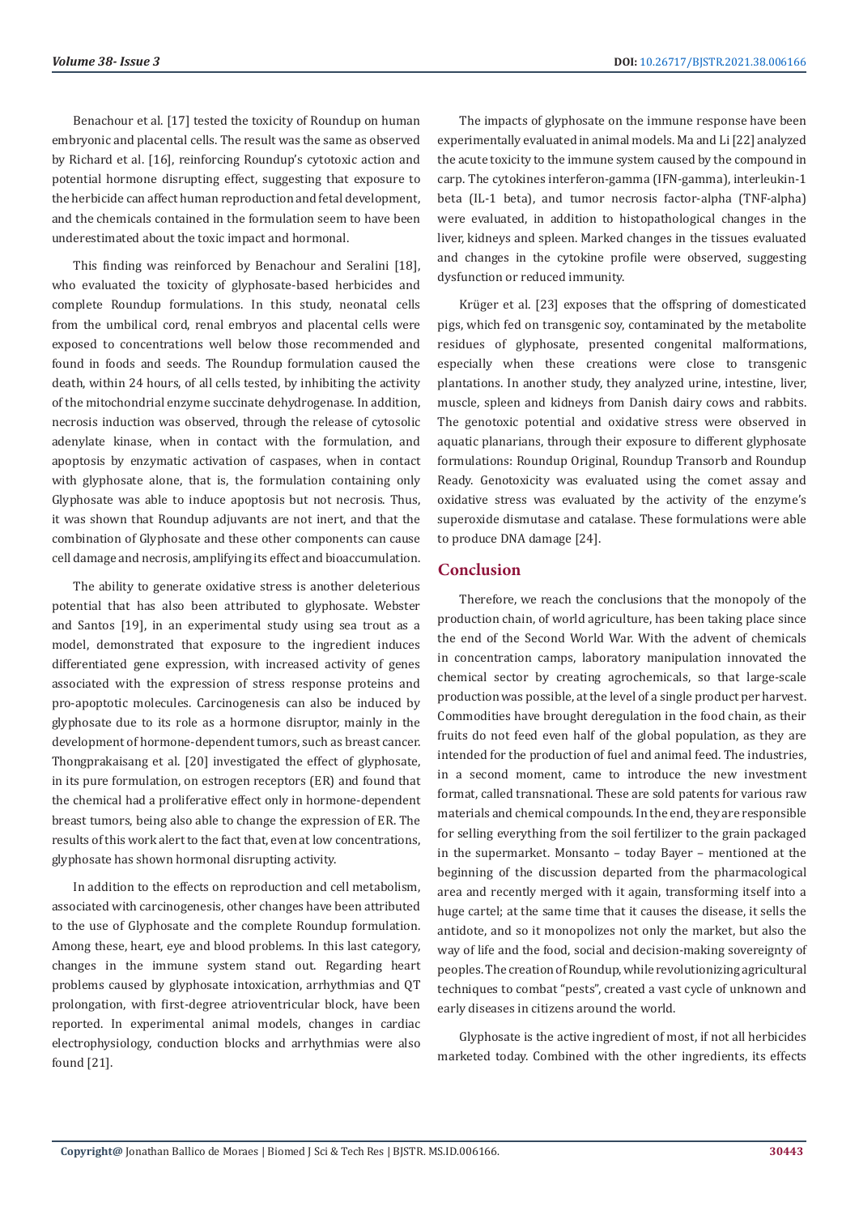Benachour et al. [17] tested the toxicity of Roundup on human embryonic and placental cells. The result was the same as observed by Richard et al. [16], reinforcing Roundup's cytotoxic action and potential hormone disrupting effect, suggesting that exposure to the herbicide can affect human reproduction and fetal development, and the chemicals contained in the formulation seem to have been underestimated about the toxic impact and hormonal.

This finding was reinforced by Benachour and Seralini [18], who evaluated the toxicity of glyphosate-based herbicides and complete Roundup formulations. In this study, neonatal cells from the umbilical cord, renal embryos and placental cells were exposed to concentrations well below those recommended and found in foods and seeds. The Roundup formulation caused the death, within 24 hours, of all cells tested, by inhibiting the activity of the mitochondrial enzyme succinate dehydrogenase. In addition, necrosis induction was observed, through the release of cytosolic adenylate kinase, when in contact with the formulation, and apoptosis by enzymatic activation of caspases, when in contact with glyphosate alone, that is, the formulation containing only Glyphosate was able to induce apoptosis but not necrosis. Thus, it was shown that Roundup adjuvants are not inert, and that the combination of Glyphosate and these other components can cause cell damage and necrosis, amplifying its effect and bioaccumulation.

The ability to generate oxidative stress is another deleterious potential that has also been attributed to glyphosate. Webster and Santos [19], in an experimental study using sea trout as a model, demonstrated that exposure to the ingredient induces differentiated gene expression, with increased activity of genes associated with the expression of stress response proteins and pro-apoptotic molecules. Carcinogenesis can also be induced by glyphosate due to its role as a hormone disruptor, mainly in the development of hormone-dependent tumors, such as breast cancer. Thongprakaisang et al. [20] investigated the effect of glyphosate, in its pure formulation, on estrogen receptors (ER) and found that the chemical had a proliferative effect only in hormone-dependent breast tumors, being also able to change the expression of ER. The results of this work alert to the fact that, even at low concentrations, glyphosate has shown hormonal disrupting activity.

In addition to the effects on reproduction and cell metabolism, associated with carcinogenesis, other changes have been attributed to the use of Glyphosate and the complete Roundup formulation. Among these, heart, eye and blood problems. In this last category, changes in the immune system stand out. Regarding heart problems caused by glyphosate intoxication, arrhythmias and QT prolongation, with first-degree atrioventricular block, have been reported. In experimental animal models, changes in cardiac electrophysiology, conduction blocks and arrhythmias were also found [21].

The impacts of glyphosate on the immune response have been experimentally evaluated in animal models. Ma and Li [22] analyzed the acute toxicity to the immune system caused by the compound in carp. The cytokines interferon-gamma (IFN-gamma), interleukin-1 beta (IL-1 beta), and tumor necrosis factor-alpha (TNF-alpha) were evaluated, in addition to histopathological changes in the liver, kidneys and spleen. Marked changes in the tissues evaluated and changes in the cytokine profile were observed, suggesting dysfunction or reduced immunity.

Krüger et al. [23] exposes that the offspring of domesticated pigs, which fed on transgenic soy, contaminated by the metabolite residues of glyphosate, presented congenital malformations, especially when these creations were close to transgenic plantations. In another study, they analyzed urine, intestine, liver, muscle, spleen and kidneys from Danish dairy cows and rabbits. The genotoxic potential and oxidative stress were observed in aquatic planarians, through their exposure to different glyphosate formulations: Roundup Original, Roundup Transorb and Roundup Ready. Genotoxicity was evaluated using the comet assay and oxidative stress was evaluated by the activity of the enzyme's superoxide dismutase and catalase. These formulations were able to produce DNA damage [24].

## Conclusion

Therefore, we reach the conclusions that the monopoly of the production chain, of world agriculture, has been taking place since the end of the Second World War. With the advent of chemicals in concentration camps, laboratory manipulation innovated the chemical sector by creating agrochemicals, so that large-scale production was possible, at the level of a single product per harvest. Commodities have brought deregulation in the food chain, as their fruits do not feed even half of the global population, as they are intended for the production of fuel and animal feed. The industries, in a second moment, came to introduce the new investment format, called transnational. These are sold patents for various raw materials and chemical compounds. In the end, they are responsible for selling everything from the soil fertilizer to the grain packaged in the supermarket. Monsanto – today Bayer – mentioned at the beginning of the discussion departed from the pharmacological area and recently merged with it again, transforming itself into a huge cartel; at the same time that it causes the disease, it sells the antidote, and so it monopolizes not only the market, but also the way of life and the food, social and decision-making sovereignty of peoples. The creation of Roundup, while revolutionizing agricultural techniques to combat "pests", created a vast cycle of unknown and early diseases in citizens around the world.

Glyphosate is the active ingredient of most, if not all herbicides marketed today. Combined with the other ingredients, its effects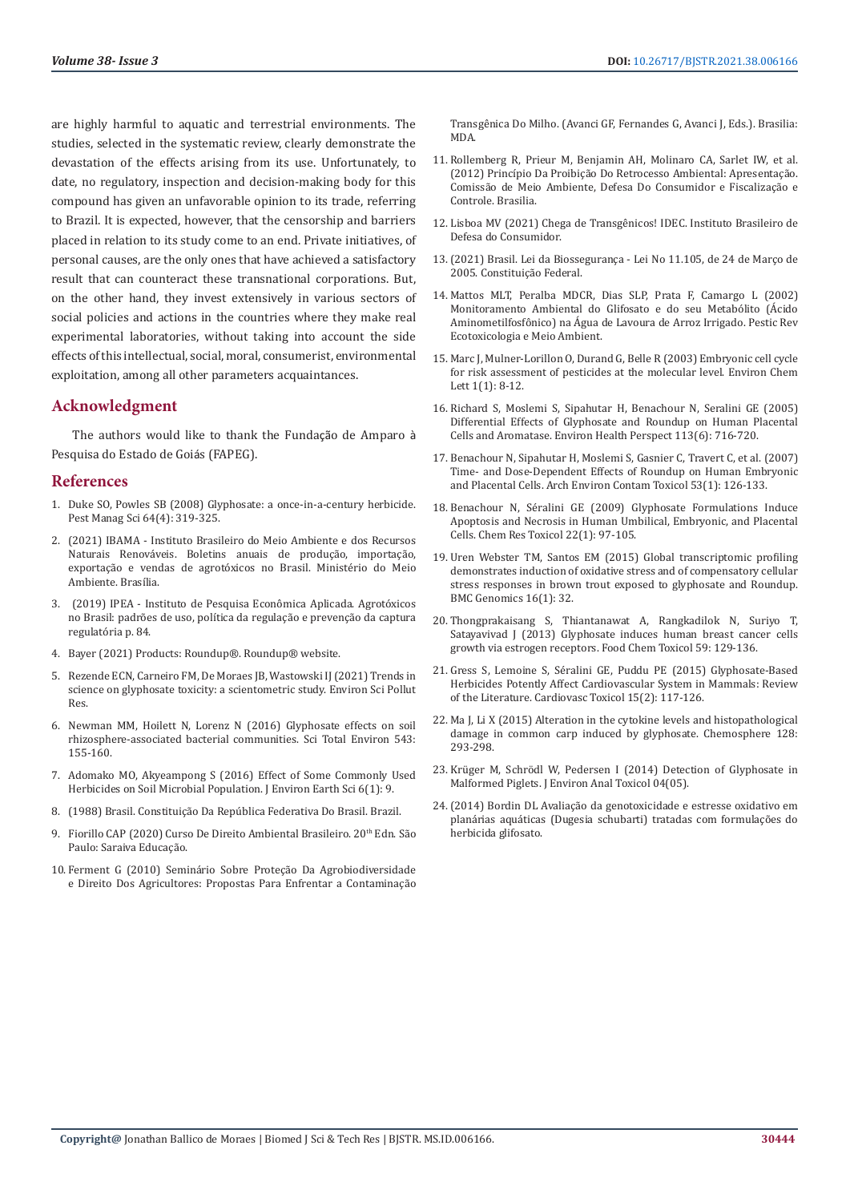are highly harmful to aquatic and terrestrial environments. The studies, selected in the systematic review, clearly demonstrate the devastation of the effects arising from its use. Unfortunately, to date, no regulatory, inspection and decision-making body for this compound has given an unfavorable opinion to its trade, referring to Brazil. It is expected, however, that the censorship and barriers placed in relation to its study come to an end. Private initiatives, of personal causes, are the only ones that have achieved a satisfactory result that can counteract these transnational corporations. But, on the other hand, they invest extensively in various sectors of social policies and actions in the countries where they make real experimental laboratories, without taking into account the side effects of this intellectual, social, moral, consumerist, environmental exploitation, among all other parameters acquaintances.

## Acknowledgment

The authors would like to thank the Fundação de Amparo à Pesquisa do Estado de Goiás (FAPEG).

## References

1. Duke SO, Powles SB (2008) Glyphosate: a once-in-a-century herbicide. Pest Manag Sci 64(4): 319-325.
2. (2021) IBAMA - Instituto Brasileiro do Meio Ambiente e dos Recursos Naturais Renováveis. Boletins anuais de produção, importação, exportação e vendas de agrotóxicos no Brasil. Ministério do Meio Ambiente. Brasília.
3. (2019) IPEA - Instituto de Pesquisa Econômica Aplicada. Agrotóxicos no Brasil: padrões de uso, política da regulação e prevenção da captura regulatória p. 84.
4. Bayer (2021) Products: Roundup®. Roundup® website.
5. Rezende ECN, Carneiro FM, De Moraes JB, Wastowski IJ (2021) Trends in science on glyphosate toxicity: a scientometric study. Environ Sci Pollut Res.
6. Newman MM, Hoilett N, Lorenz N (2016) Glyphosate effects on soil rhizosphere-associated bacterial communities. Sci Total Environ 543: 155-160.
7. Adomako MO, Akyeampong S (2016) Effect of Some Commonly Used Herbicides on Soil Microbial Population. J Environ Earth Sci 6(1): 9.
8. (1988) Brasil. Constituição Da República Federativa Do Brasil. Brazil.
9. Fiorillo CAP (2020) Curso De Direito Ambiental Brasileiro. 20th Edn. São Paulo: Saraiva Educação.
10. Ferment G (2010) Seminário Sobre Proteção Da Agrobiodiversidade e Direito Dos Agricultores: Propostas Para Enfrentar a Contaminação Transgênica Do Milho. (Avanci GF, Fernandes G, Avanci J, Eds.). Brasilia: MDA.
11. Rollemberg R, Prieur M, Benjamin AH, Molinaro CA, Sarlet IW, et al. (2012) Princípio Da Proibição Do Retrocesso Ambiental: Apresentação. Comissão de Meio Ambiente, Defesa Do Consumidor e Fiscalização e Controle. Brasilia.
12. Lisboa MV (2021) Chega de Transgênicos! IDEC. Instituto Brasileiro de Defesa do Consumidor.
13. (2021) Brasil. Lei da Biossegurança - Lei No 11.105, de 24 de Março de 2005. Constituição Federal.
14. Mattos MLT, Peralba MDCR, Dias SLP, Prata F, Camargo L (2002) Monitoramento Ambiental do Glifosato e do seu Metabólito (Ácido Aminometilfosfônico) na Água de Lavoura de Arroz Irrigado. Pestic Rev Ecotoxicologia e Meio Ambient.
15. Marc J, Mulner-Lorillon O, Durand G, Belle R (2003) Embryonic cell cycle for risk assessment of pesticides at the molecular level. Environ Chem Lett 1(1): 8-12.
16. Richard S, Moslemi S, Sipahutar H, Benachour N, Seralini GE (2005) Differential Effects of Glyphosate and Roundup on Human Placental Cells and Aromatase. Environ Health Perspect 113(6): 716-720.
17. Benachour N, Sipahutar H, Moslemi S, Gasnier C, Travert C, et al. (2007) Time- and Dose-Dependent Effects of Roundup on Human Embryonic and Placental Cells. Arch Environ Contam Toxicol 53(1): 126-133.
18. Benachour N, Séralini GE (2009) Glyphosate Formulations Induce Apoptosis and Necrosis in Human Umbilical, Embryonic, and Placental Cells. Chem Res Toxicol 22(1): 97-105.
19. Uren Webster TM, Santos EM (2015) Global transcriptomic profiling demonstrates induction of oxidative stress and of compensatory cellular stress responses in brown trout exposed to glyphosate and Roundup. BMC Genomics 16(1): 32.
20. Thongprakaisang S, Thiantanawat A, Rangkadilok N, Suriyo T, Satayavivad J (2013) Glyphosate induces human breast cancer cells growth via estrogen receptors. Food Chem Toxicol 59: 129-136.
21. Gress S, Lemoine S, Séralini GE, Puddu PE (2015) Glyphosate-Based Herbicides Potently Affect Cardiovascular System in Mammals: Review of the Literature. Cardiovasc Toxicol 15(2): 117-126.
22. Ma J, Li X (2015) Alteration in the cytokine levels and histopathological damage in common carp induced by glyphosate. Chemosphere 128: 293-298.
23. Krüger M, Schrödl W, Pedersen I (2014) Detection of Glyphosate in Malformed Piglets. J Environ Anal Toxicol 04(05).
24. (2014) Bordin DL Avaliação da genotoxicidade e estresse oxidativo em planárias aquáticas (Dugesia schubarti) tratadas com formulações do herbicida glifosato.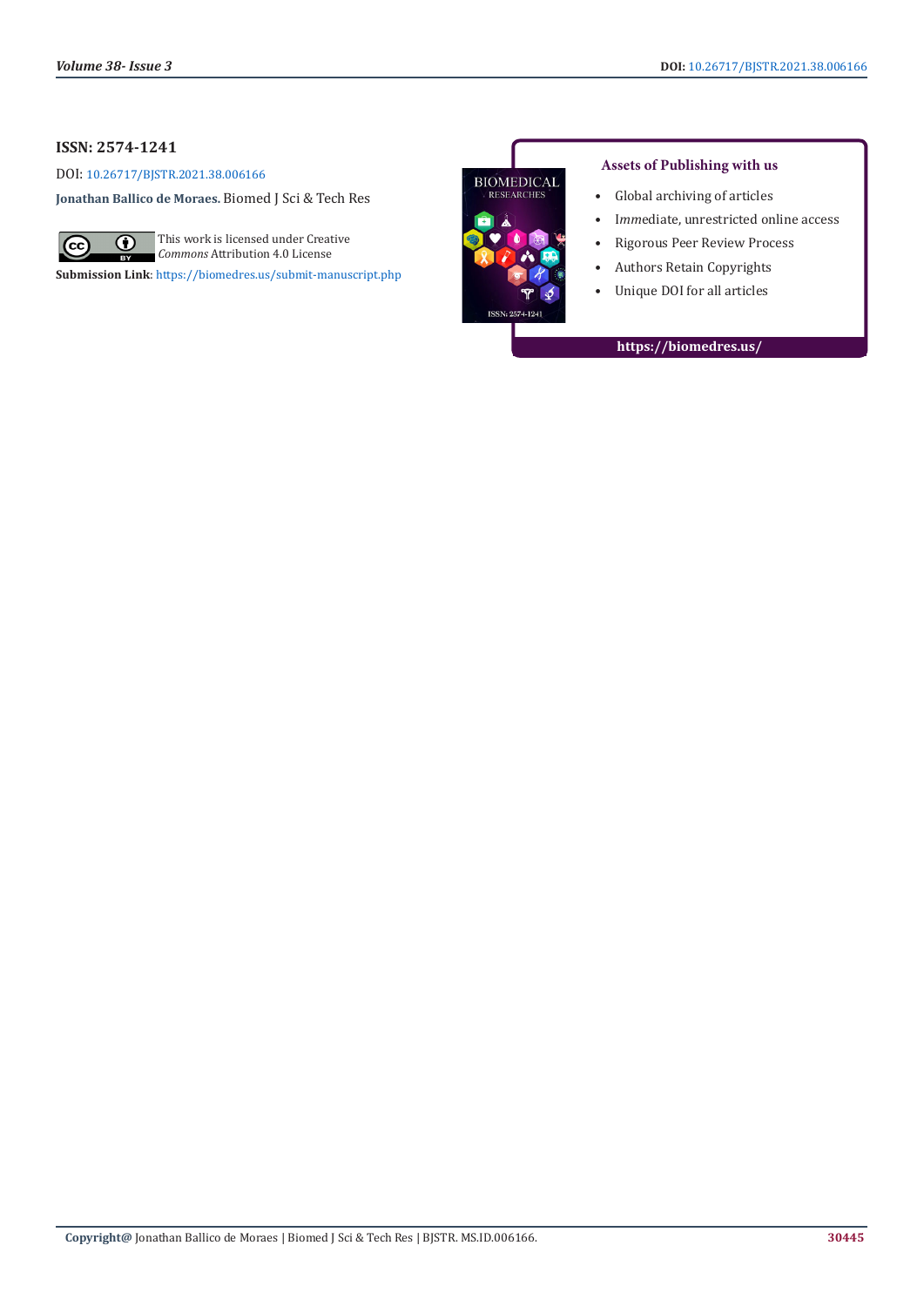**ISSN: 2574-1241**

DOI: 10.26717/BJSTR.2021.38.006166

**Jonathan Ballico de Moraes.** Biomed J Sci & Tech Res

This work is licensed under Creative *Commons* Attribution 4.0 License

**Submission Link**: https://biomedres.us/submit-manuscript.php

### Assets of Publishing with us

- Global archiving of articles
- Immediate, unrestricted online access
- Rigorous Peer Review Process
- Authors Retain Copyrights
- Unique DOI for all articles

**https://biomedres.us/**